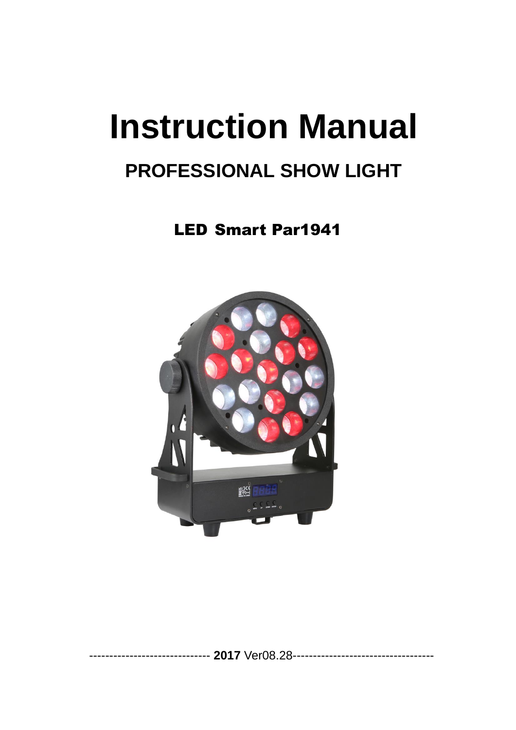# Instruction Manual

## PROFESSIONAL SHOW LIGHT

### LED Smart Par1941

------------------------------ **2017** Ver08.28-----------------------------------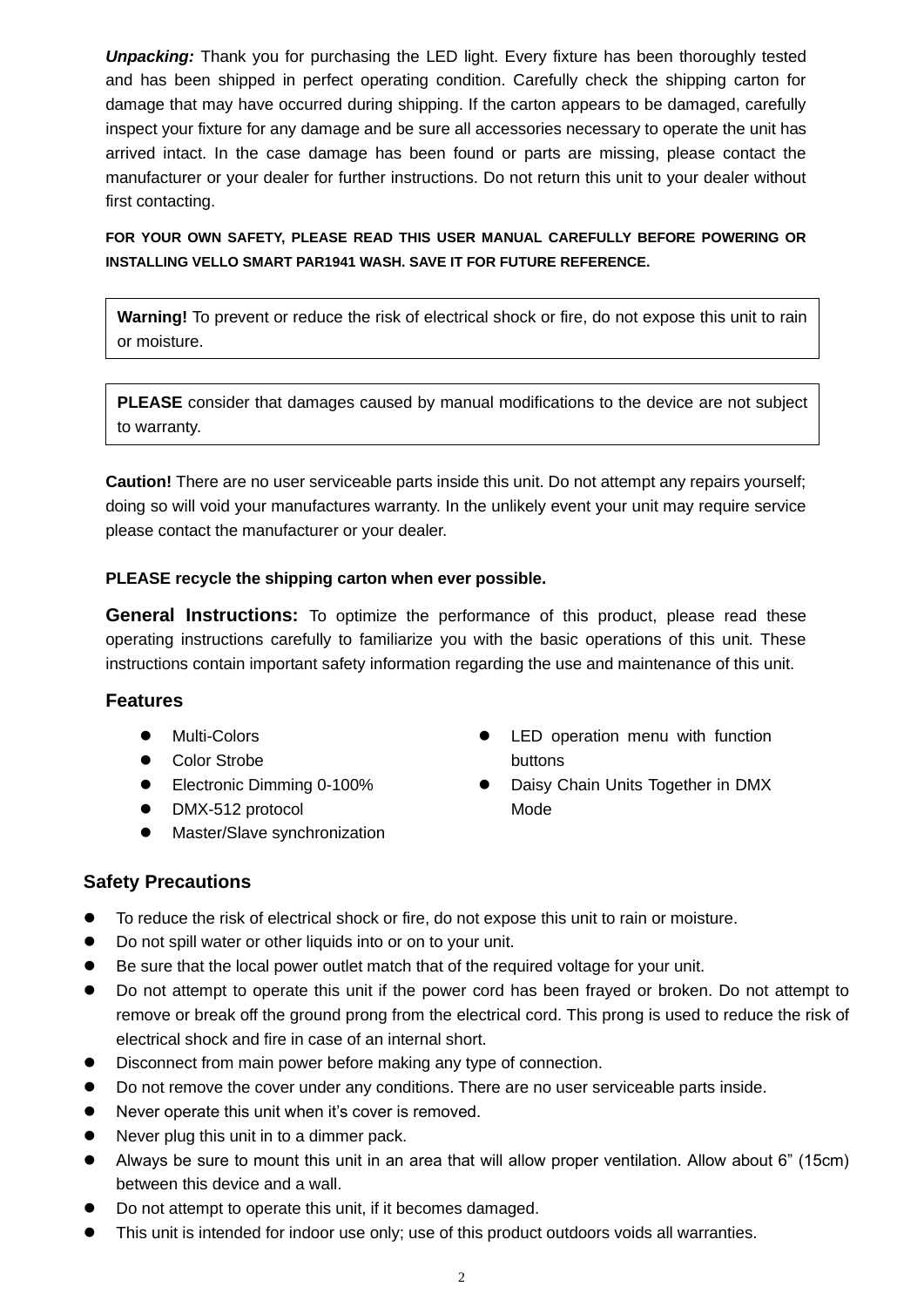***Unpacking:*** Thank you for purchasing the LED light. Every fixture has been thoroughly tested and has been shipped in perfect operating condition. Carefully check the shipping carton for damage that may have occurred during shipping. If the carton appears to be damaged, carefully inspect your fixture for any damage and be sure all accessories necessary to operate the unit has arrived intact. In the case damage has been found or parts are missing, please contact the manufacturer or your dealer for further instructions. Do not return this unit to your dealer without first contacting.

**FOR YOUR OWN SAFETY, PLEASE READ THIS USER MANUAL CAREFULLY BEFORE POWERING OR INSTALLING VELLO SMART PAR1941 WASH. SAVE IT FOR FUTURE REFERENCE.**

**Warning!** To prevent or reduce the risk of electrical shock or fire, do not expose this unit to rain or moisture.

**PLEASE** consider that damages caused by manual modifications to the device are not subject to warranty.

**Caution!** There are no user serviceable parts inside this unit. Do not attempt any repairs yourself; doing so will void your manufactures warranty. In the unlikely event your unit may require service please contact the manufacturer or your dealer.

**PLEASE recycle the shipping carton when ever possible.**

**General Instructions:** To optimize the performance of this product, please read these operating instructions carefully to familiarize you with the basic operations of this unit. These instructions contain important safety information regarding the use and maintenance of this unit.

## Features

- Multi-Colors
- Color Strobe
- Electronic Dimming 0-100%
- DMX-512 protocol
- Master/Slave synchronization
- LED operation menu with function buttons
- Daisy Chain Units Together in DMX Mode

## Safety Precautions

- To reduce the risk of electrical shock or fire, do not expose this unit to rain or moisture.
- Do not spill water or other liquids into or on to your unit.
- Be sure that the local power outlet match that of the required voltage for your unit.
- Do not attempt to operate this unit if the power cord has been frayed or broken. Do not attempt to remove or break off the ground prong from the electrical cord. This prong is used to reduce the risk of electrical shock and fire in case of an internal short.
- Disconnect from main power before making any type of connection.
- Do not remove the cover under any conditions. There are no user serviceable parts inside.
- Never operate this unit when it's cover is removed.
- Never plug this unit in to a dimmer pack.
- Always be sure to mount this unit in an area that will allow proper ventilation. Allow about 6" (15cm) between this device and a wall.
- Do not attempt to operate this unit, if it becomes damaged.
- This unit is intended for indoor use only; use of this product outdoors voids all warranties.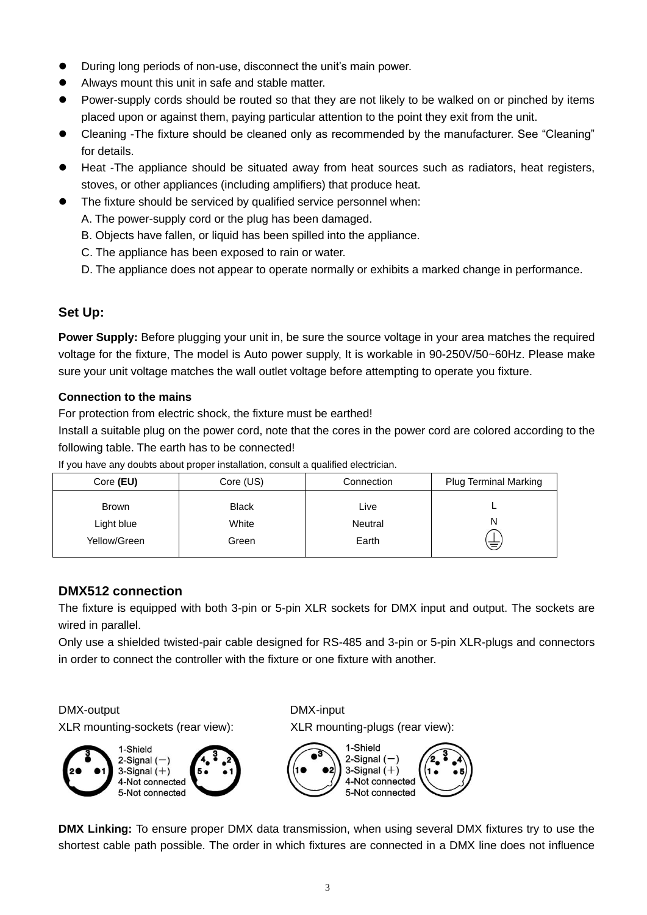- During long periods of non-use, disconnect the unit's main power.
- Always mount this unit in safe and stable matter.
- Power-supply cords should be routed so that they are not likely to be walked on or pinched by items placed upon or against them, paying particular attention to the point they exit from the unit.
- Cleaning -The fixture should be cleaned only as recommended by the manufacturer. See "Cleaning" for details.
- Heat -The appliance should be situated away from heat sources such as radiators, heat registers, stoves, or other appliances (including amplifiers) that produce heat.
- The fixture should be serviced by qualified service personnel when:
  A. The power-supply cord or the plug has been damaged.
  B. Objects have fallen, or liquid has been spilled into the appliance.
  C. The appliance has been exposed to rain or water.
  D. The appliance does not appear to operate normally or exhibits a marked change in performance.

## Set Up:

**Power Supply:** Before plugging your unit in, be sure the source voltage in your area matches the required voltage for the fixture, The model is Auto power supply, It is workable in 90-250V/50~60Hz. Please make sure your unit voltage matches the wall outlet voltage before attempting to operate you fixture.

**Connection to the mains**

For protection from electric shock, the fixture must be earthed!

Install a suitable plug on the power cord, note that the cores in the power cord are colored according to the following table. The earth has to be connected!

If you have any doubts about proper installation, consult a qualified electrician.

| Core **(EU)** | Core (US) | Connection | Plug Terminal Marking |
|---|---|---|---|
| Brown | Black | Live | L |
| Light blue | White | Neutral | N |
| Yellow/Green | Green | Earth | ⏚ |

## DMX512 connection

The fixture is equipped with both 3-pin or 5-pin XLR sockets for DMX input and output. The sockets are wired in parallel.

Only use a shielded twisted-pair cable designed for RS-485 and 3-pin or 5-pin XLR-plugs and connectors in order to connect the controller with the fixture or one fixture with another.

DMX-output
XLR mounting-sockets (rear view):

1-Shield
2-Signal (－)
3-Signal (＋)
4-Not connected
5-Not connected

DMX-input
XLR mounting-plugs (rear view):

1-Shield
2-Signal (－)
3-Signal (＋)
4-Not connected
5-Not connected

**DMX Linking:** To ensure proper DMX data transmission, when using several DMX fixtures try to use the shortest cable path possible. The order in which fixtures are connected in a DMX line does not influence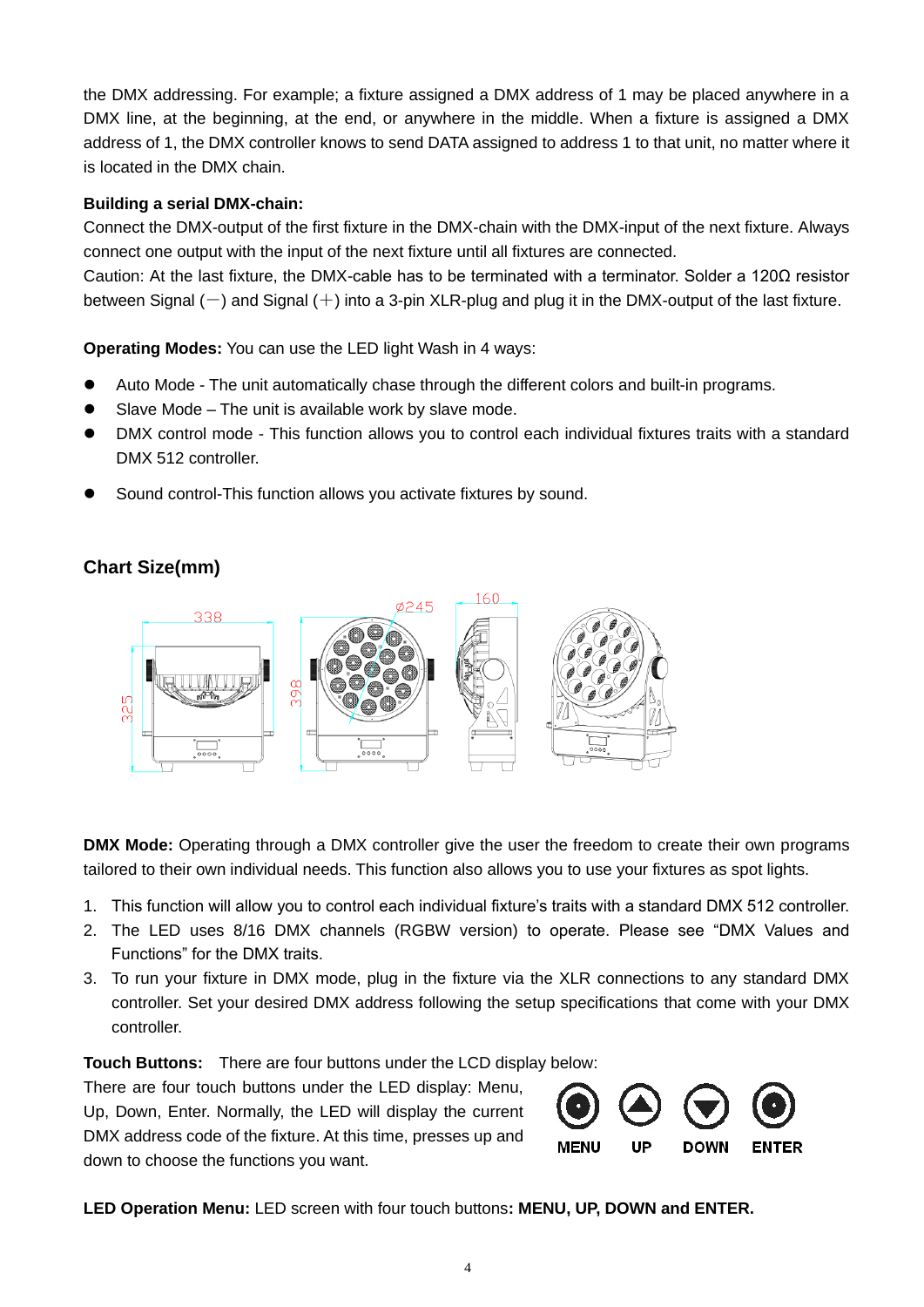the DMX addressing. For example; a fixture assigned a DMX address of 1 may be placed anywhere in a DMX line, at the beginning, at the end, or anywhere in the middle. When a fixture is assigned a DMX address of 1, the DMX controller knows to send DATA assigned to address 1 to that unit, no matter where it is located in the DMX chain.

**Building a serial DMX-chain:**

Connect the DMX-output of the first fixture in the DMX-chain with the DMX-input of the next fixture. Always connect one output with the input of the next fixture until all fixtures are connected.

Caution: At the last fixture, the DMX-cable has to be terminated with a terminator. Solder a 120Ω resistor between Signal (－) and Signal (＋) into a 3-pin XLR-plug and plug it in the DMX-output of the last fixture.

**Operating Modes:** You can use the LED light Wash in 4 ways:

- Auto Mode - The unit automatically chase through the different colors and built-in programs.
- Slave Mode – The unit is available work by slave mode.
- DMX control mode - This function allows you to control each individual fixtures traits with a standard DMX 512 controller.
- Sound control-This function allows you activate fixtures by sound.

## Chart Size(mm)

338 ｜ 325 ｜ Ø245 ｜ 398 ｜ 160

**DMX Mode:** Operating through a DMX controller give the user the freedom to create their own programs tailored to their own individual needs. This function also allows you to use your fixtures as spot lights.

1. This function will allow you to control each individual fixture's traits with a standard DMX 512 controller.
2. The LED uses 8/16 DMX channels (RGBW version) to operate. Please see "DMX Values and Functions" for the DMX traits.
3. To run your fixture in DMX mode, plug in the fixture via the XLR connections to any standard DMX controller. Set your desired DMX address following the setup specifications that come with your DMX controller.

**Touch Buttons:** There are four buttons under the LCD display below:

There are four touch buttons under the LED display: Menu, Up, Down, Enter. Normally, the LED will display the current DMX address code of the fixture. At this time, presses up and down to choose the functions you want.

MENU　UP　DOWN　ENTER

**LED Operation Menu:** LED screen with four touch buttons**: MENU, UP, DOWN and ENTER.**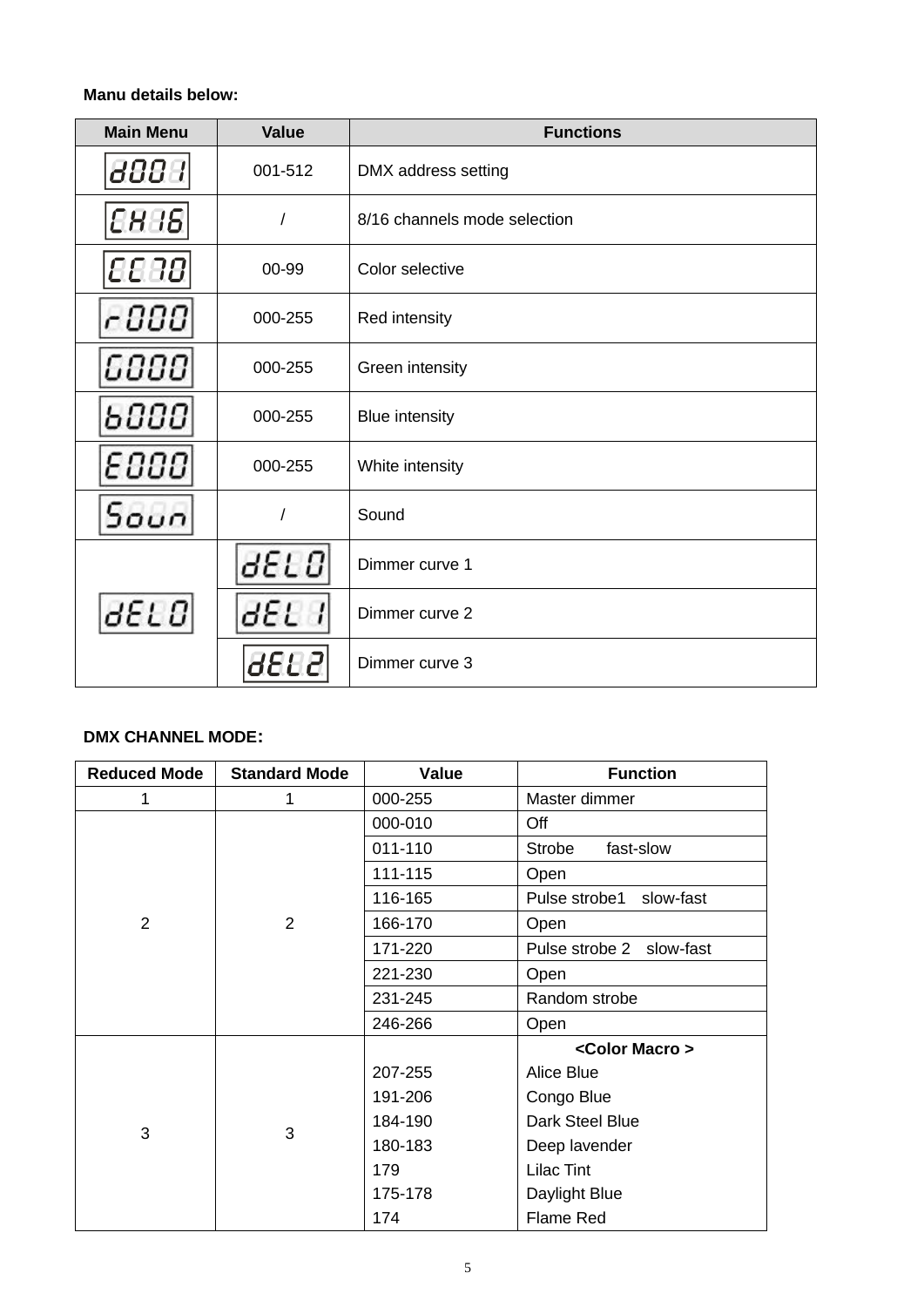**Manu details below:**

| Main Menu | Value | Functions |
|---|---|---|
| d001 | 001-512 | DMX address setting |
| CH16 | / | 8/16 channels mode selection |
| CC70 | 00-99 | Color selective |
| r000 | 000-255 | Red intensity |
| G000 | 000-255 | Green intensity |
| b000 | 000-255 | Blue intensity |
| E000 | 000-255 | White intensity |
| Soun | / | Sound |
| dEL0 | dEL0 | Dimmer curve 1 |
| | dEL1 | Dimmer curve 2 |
| | dEL2 | Dimmer curve 3 |

**DMX CHANNEL MODE:**

| Reduced Mode | Standard Mode | Value | Function |
|---|---|---|---|
| 1 | 1 | 000-255 | Master dimmer |
| 2 | 2 | 000-010 | Off |
| | | 011-110 | Strobe fast-slow |
| | | 111-115 | Open |
| | | 116-165 | Pulse strobe1 slow-fast |
| | | 166-170 | Open |
| | | 171-220 | Pulse strobe 2 slow-fast |
| | | 221-230 | Open |
| | | 231-245 | Random strobe |
| | | 246-266 | Open |
| 3 | 3 | | **<Color Macro >** |
| | | 207-255 | Alice Blue |
| | | 191-206 | Congo Blue |
| | | 184-190 | Dark Steel Blue |
| | | 180-183 | Deep lavender |
| | | 179 | Lilac Tint |
| | | 175-178 | Daylight Blue |
| | | 174 | Flame Red |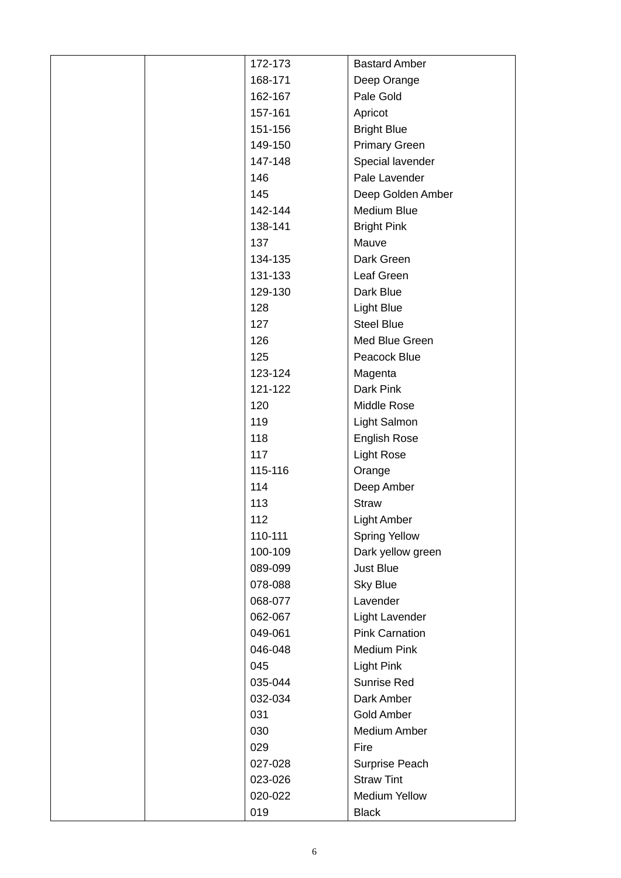| | | | |
|---|---|---|---|
| | | 172-173 | Bastard Amber |
| | | 168-171 | Deep Orange |
| | | 162-167 | Pale Gold |
| | | 157-161 | Apricot |
| | | 151-156 | Bright Blue |
| | | 149-150 | Primary Green |
| | | 147-148 | Special lavender |
| | | 146 | Pale Lavender |
| | | 145 | Deep Golden Amber |
| | | 142-144 | Medium Blue |
| | | 138-141 | Bright Pink |
| | | 137 | Mauve |
| | | 134-135 | Dark Green |
| | | 131-133 | Leaf Green |
| | | 129-130 | Dark Blue |
| | | 128 | Light Blue |
| | | 127 | Steel Blue |
| | | 126 | Med Blue Green |
| | | 125 | Peacock Blue |
| | | 123-124 | Magenta |
| | | 121-122 | Dark Pink |
| | | 120 | Middle Rose |
| | | 119 | Light Salmon |
| | | 118 | English Rose |
| | | 117 | Light Rose |
| | | 115-116 | Orange |
| | | 114 | Deep Amber |
| | | 113 | Straw |
| | | 112 | Light Amber |
| | | 110-111 | Spring Yellow |
| | | 100-109 | Dark yellow green |
| | | 089-099 | Just Blue |
| | | 078-088 | Sky Blue |
| | | 068-077 | Lavender |
| | | 062-067 | Light Lavender |
| | | 049-061 | Pink Carnation |
| | | 046-048 | Medium Pink |
| | | 045 | Light Pink |
| | | 035-044 | Sunrise Red |
| | | 032-034 | Dark Amber |
| | | 031 | Gold Amber |
| | | 030 | Medium Amber |
| | | 029 | Fire |
| | | 027-028 | Surprise Peach |
| | | 023-026 | Straw Tint |
| | | 020-022 | Medium Yellow |
| | | 019 | Black |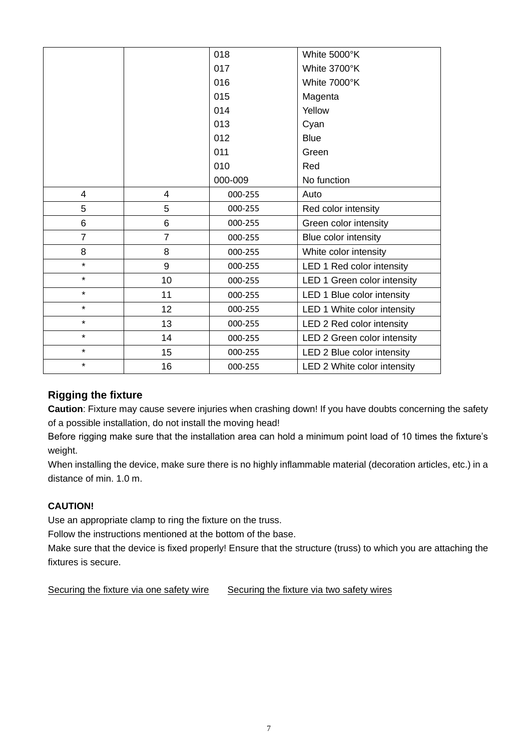| | | | |
|---|---|---|---|
| | | 018 | White 5000°K |
| | | 017 | White 3700°K |
| | | 016 | White 7000°K |
| | | 015 | Magenta |
| | | 014 | Yellow |
| | | 013 | Cyan |
| | | 012 | Blue |
| | | 011 | Green |
| | | 010 | Red |
| | | 000-009 | No function |
| 4 | 4 | 000-255 | Auto |
| 5 | 5 | 000-255 | Red color intensity |
| 6 | 6 | 000-255 | Green color intensity |
| 7 | 7 | 000-255 | Blue color intensity |
| 8 | 8 | 000-255 | White color intensity |
| * | 9 | 000-255 | LED 1 Red color intensity |
| * | 10 | 000-255 | LED 1 Green color intensity |
| * | 11 | 000-255 | LED 1 Blue color intensity |
| * | 12 | 000-255 | LED 1 White color intensity |
| * | 13 | 000-255 | LED 2 Red color intensity |
| * | 14 | 000-255 | LED 2 Green color intensity |
| * | 15 | 000-255 | LED 2 Blue color intensity |
| * | 16 | 000-255 | LED 2 White color intensity |

## Rigging the fixture

**Caution**: Fixture may cause severe injuries when crashing down! If you have doubts concerning the safety of a possible installation, do not install the moving head!

Before rigging make sure that the installation area can hold a minimum point load of 10 times the fixture's weight.

When installing the device, make sure there is no highly inflammable material (decoration articles, etc.) in a distance of min. 1.0 m.

**CAUTION!**

Use an appropriate clamp to ring the fixture on the truss.

Follow the instructions mentioned at the bottom of the base.

Make sure that the device is fixed properly! Ensure that the structure (truss) to which you are attaching the fixtures is secure.

Securing the fixture via one safety wire    Securing the fixture via two safety wires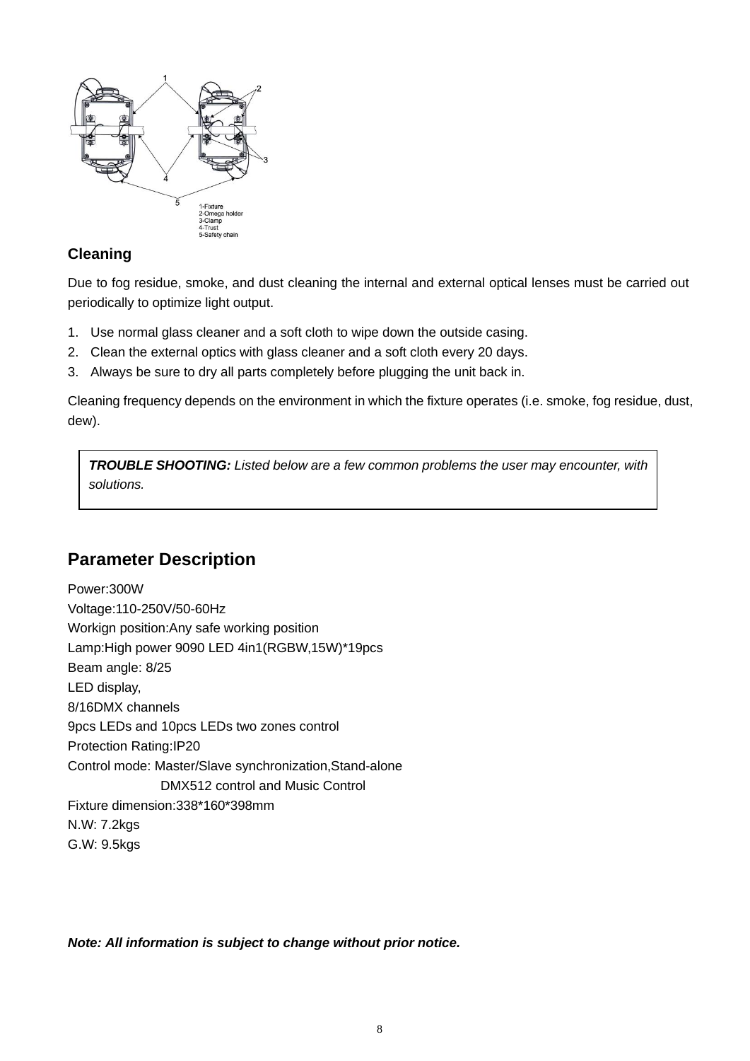1-Fixture
2-Omega holder
3-Clamp
4-Trust
5-Safety chain

### Cleaning

Due to fog residue, smoke, and dust cleaning the internal and external optical lenses must be carried out periodically to optimize light output.

1. Use normal glass cleaner and a soft cloth to wipe down the outside casing.
2. Clean the external optics with glass cleaner and a soft cloth every 20 days.
3. Always be sure to dry all parts completely before plugging the unit back in.

Cleaning frequency depends on the environment in which the fixture operates (i.e. smoke, fog residue, dust, dew).

***TROUBLE SHOOTING:*** *Listed below are a few common problems the user may encounter, with solutions.*

## Parameter Description

Power:300W
Voltage:110-250V/50-60Hz
Workign position:Any safe working position
Lamp:High power 9090 LED 4in1(RGBW,15W)*19pcs
Beam angle: 8/25
LED display,
8/16DMX channels
9pcs LEDs and 10pcs LEDs two zones control
Protection Rating:IP20
Control mode: Master/Slave synchronization,Stand-alone
DMX512 control and Music Control
Fixture dimension:338*160*398mm
N.W: 7.2kgs
G.W: 9.5kgs

***Note: All information is subject to change without prior notice.***